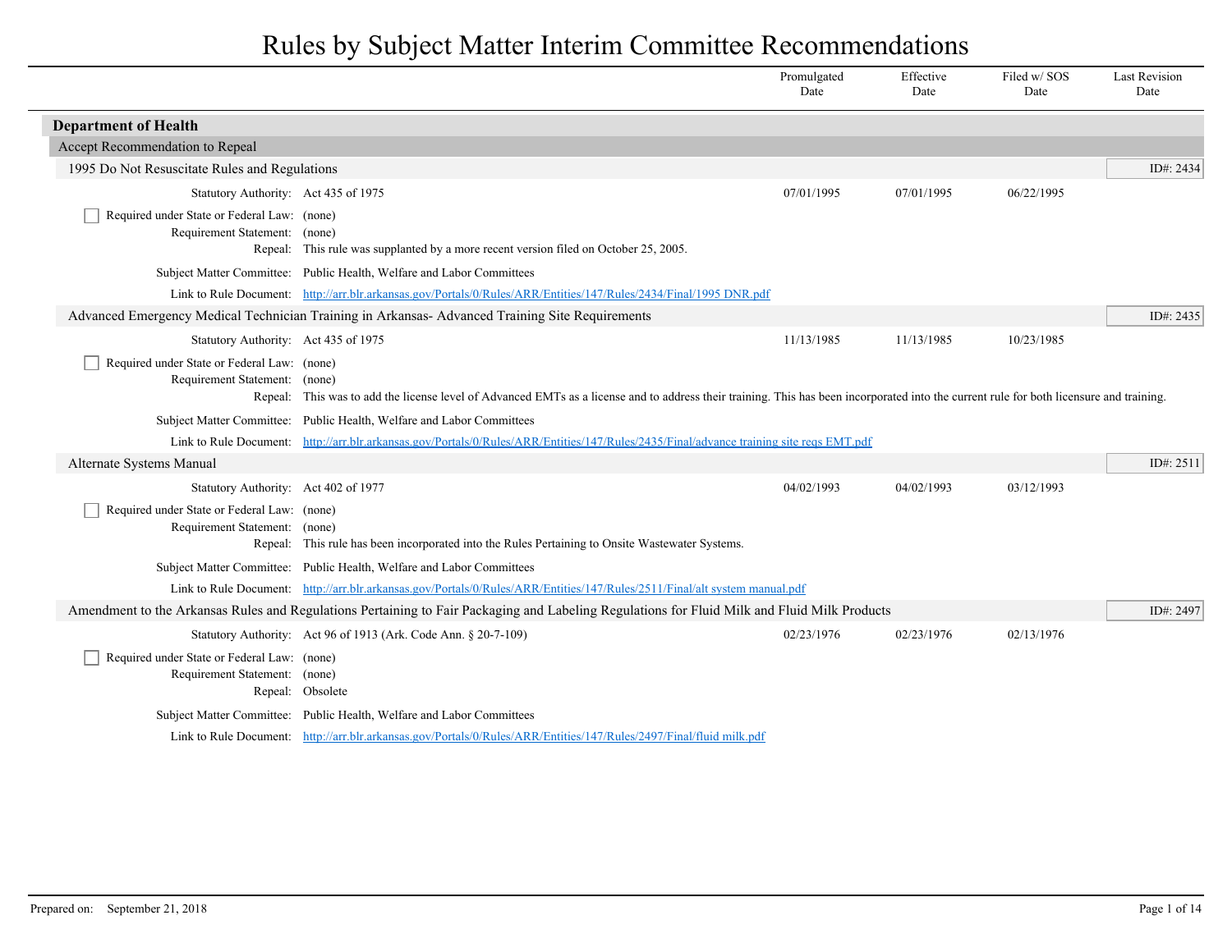# Rules by Subject Matter Interim Committee Recommendations

| | Promulgated Date | Effective Date | Filed w/ SOS Date | Last Revision Date |
|---|---|---|---|---|

## Department of Health

### Accept Recommendation to Repeal

#### 1995 Do Not Resuscitate Rules and Regulations

ID#: 2434

| | Promulgated Date | Effective Date | Filed w/ SOS Date | Last Revision Date |
|---|---|---|---|---|
| Statutory Authority: Act 435 of 1975 | 07/01/1995 | 07/01/1995 | 06/22/1995 | |

- [ ] Required under State or Federal Law: (none)

Requirement Statement: (none)

Repeal: This rule was supplanted by a more recent version filed on October 25, 2005.

Subject Matter Committee: Public Health, Welfare and Labor Committees

Link to Rule Document: http://arr.blr.arkansas.gov/Portals/0/Rules/ARR/Entities/147/Rules/2434/Final/1995 DNR.pdf

#### Advanced Emergency Medical Technician Training in Arkansas- Advanced Training Site Requirements

ID#: 2435

| | Promulgated Date | Effective Date | Filed w/ SOS Date | Last Revision Date |
|---|---|---|---|---|
| Statutory Authority: Act 435 of 1975 | 11/13/1985 | 11/13/1985 | 10/23/1985 | |

- [ ] Required under State or Federal Law: (none)

Requirement Statement: (none)

Repeal: This was to add the license level of Advanced EMTs as a license and to address their training. This has been incorporated into the current rule for both licensure and training.

Subject Matter Committee: Public Health, Welfare and Labor Committees

Link to Rule Document: http://arr.blr.arkansas.gov/Portals/0/Rules/ARR/Entities/147/Rules/2435/Final/advance training site reqs EMT.pdf

#### Alternate Systems Manual

ID#: 2511

| | Promulgated Date | Effective Date | Filed w/ SOS Date | Last Revision Date |
|---|---|---|---|---|
| Statutory Authority: Act 402 of 1977 | 04/02/1993 | 04/02/1993 | 03/12/1993 | |

- [ ] Required under State or Federal Law: (none)

Requirement Statement: (none)

Repeal: This rule has been incorporated into the Rules Pertaining to Onsite Wastewater Systems.

Subject Matter Committee: Public Health, Welfare and Labor Committees

Link to Rule Document: http://arr.blr.arkansas.gov/Portals/0/Rules/ARR/Entities/147/Rules/2511/Final/alt system manual.pdf

#### Amendment to the Arkansas Rules and Regulations Pertaining to Fair Packaging and Labeling Regulations for Fluid Milk and Fluid Milk Products

ID#: 2497

| | Promulgated Date | Effective Date | Filed w/ SOS Date | Last Revision Date |
|---|---|---|---|---|
| Statutory Authority: Act 96 of 1913 (Ark. Code Ann. § 20-7-109) | 02/23/1976 | 02/23/1976 | 02/13/1976 | |

- [ ] Required under State or Federal Law: (none)

Requirement Statement: (none)

Repeal: Obsolete

Subject Matter Committee: Public Health, Welfare and Labor Committees

Link to Rule Document: http://arr.blr.arkansas.gov/Portals/0/Rules/ARR/Entities/147/Rules/2497/Final/fluid milk.pdf

Prepared on: September 21, 2018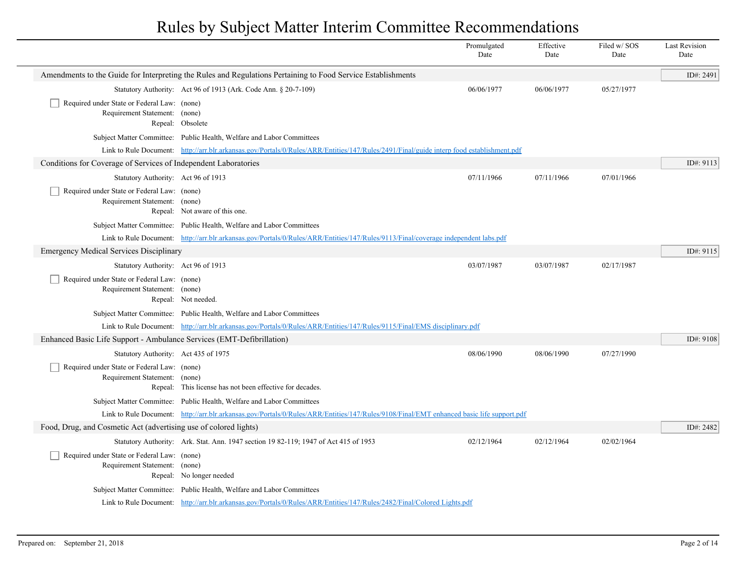# Rules by Subject Matter Interim Committee Recommendations

| | Promulgated Date | Effective Date | Filed w/ SOS Date | Last Revision Date |
|---|---|---|---|---|

## Amendments to the Guide for Interpreting the Rules and Regulations Pertaining to Food Service Establishments

ID#: 2491

| | | Promulgated Date | Effective Date | Filed w/ SOS Date | Last Revision Date |
|---|---|---|---|---|---|
| Statutory Authority: | Act 96 of 1913 (Ark. Code Ann. § 20-7-109) | 06/06/1977 | 06/06/1977 | 05/27/1977 | |

- [ ] Required under State or Federal Law: (none)

Requirement Statement: (none)

Repeal: Obsolete

Subject Matter Committee: Public Health, Welfare and Labor Committees

Link to Rule Document: http://arr.blr.arkansas.gov/Portals/0/Rules/ARR/Entities/147/Rules/2491/Final/guide interp food establishment.pdf

## Conditions for Coverage of Services of Independent Laboratories

ID#: 9113

| | | Promulgated Date | Effective Date | Filed w/ SOS Date | Last Revision Date |
|---|---|---|---|---|---|
| Statutory Authority: | Act 96 of 1913 | 07/11/1966 | 07/11/1966 | 07/01/1966 | |

- [ ] Required under State or Federal Law: (none)

Requirement Statement: (none)

Repeal: Not aware of this one.

Subject Matter Committee: Public Health, Welfare and Labor Committees

Link to Rule Document: http://arr.blr.arkansas.gov/Portals/0/Rules/ARR/Entities/147/Rules/9113/Final/coverage independent labs.pdf

## Emergency Medical Services Disciplinary

ID#: 9115

| | | Promulgated Date | Effective Date | Filed w/ SOS Date | Last Revision Date |
|---|---|---|---|---|---|
| Statutory Authority: | Act 96 of 1913 | 03/07/1987 | 03/07/1987 | 02/17/1987 | |

- [ ] Required under State or Federal Law: (none)

Requirement Statement: (none)

Repeal: Not needed.

Subject Matter Committee: Public Health, Welfare and Labor Committees

Link to Rule Document: http://arr.blr.arkansas.gov/Portals/0/Rules/ARR/Entities/147/Rules/9115/Final/EMS disciplinary.pdf

## Enhanced Basic Life Support - Ambulance Services (EMT-Defibrillation)

ID#: 9108

| | | Promulgated Date | Effective Date | Filed w/ SOS Date | Last Revision Date |
|---|---|---|---|---|---|
| Statutory Authority: | Act 435 of 1975 | 08/06/1990 | 08/06/1990 | 07/27/1990 | |

- [ ] Required under State or Federal Law: (none)

Requirement Statement: (none)

Repeal: This license has not been effective for decades.

Subject Matter Committee: Public Health, Welfare and Labor Committees

Link to Rule Document: http://arr.blr.arkansas.gov/Portals/0/Rules/ARR/Entities/147/Rules/9108/Final/EMT enhanced basic life support.pdf

## Food, Drug, and Cosmetic Act (advertising use of colored lights)

ID#: 2482

| | | Promulgated Date | Effective Date | Filed w/ SOS Date | Last Revision Date |
|---|---|---|---|---|---|
| Statutory Authority: | Ark. Stat. Ann. 1947 section 19 82-119; 1947 of Act 415 of 1953 | 02/12/1964 | 02/12/1964 | 02/02/1964 | |

- [ ] Required under State or Federal Law: (none)

Requirement Statement: (none)

Repeal: No longer needed

Subject Matter Committee: Public Health, Welfare and Labor Committees

Link to Rule Document: http://arr.blr.arkansas.gov/Portals/0/Rules/ARR/Entities/147/Rules/2482/Final/Colored Lights.pdf

Prepared on: September 21, 2018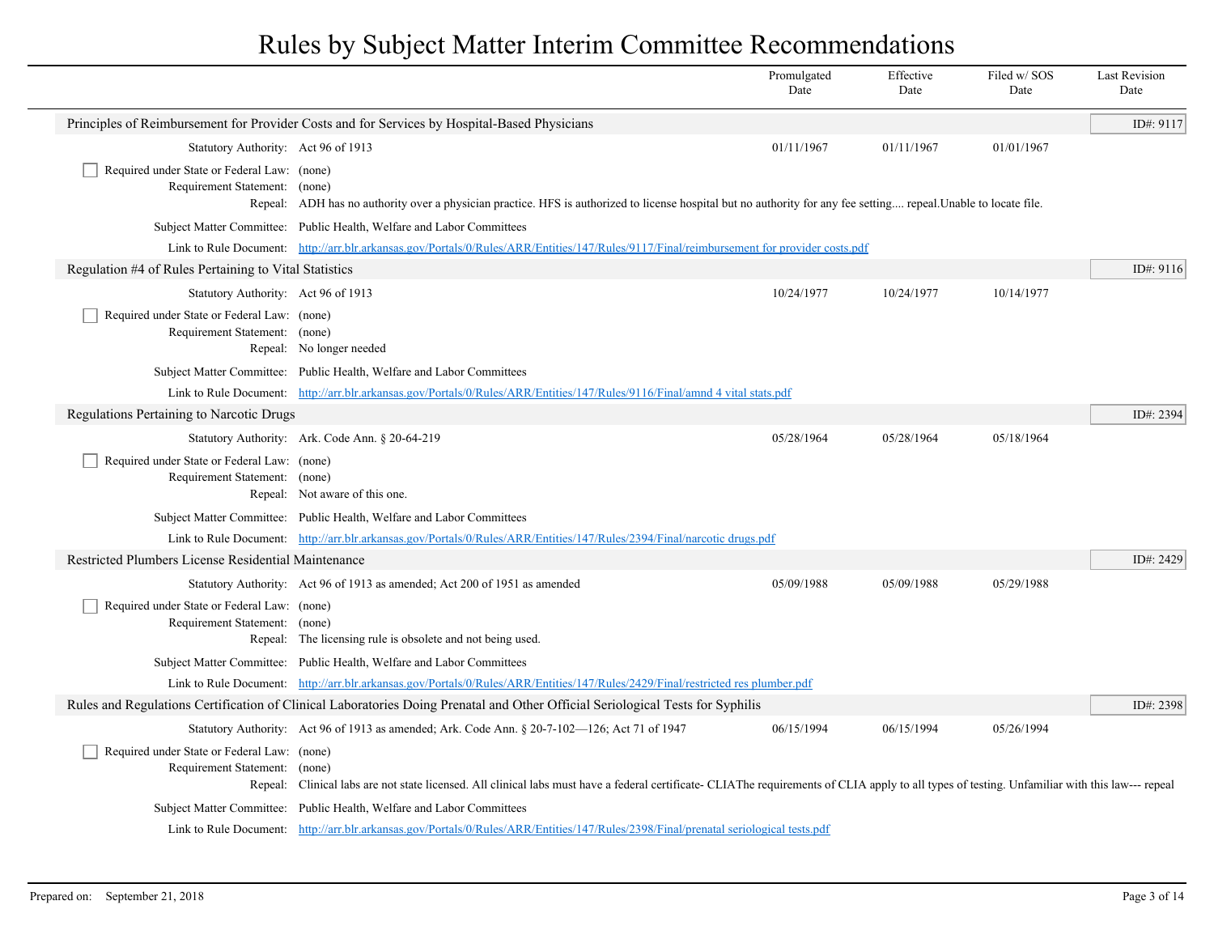# Rules by Subject Matter Interim Committee Recommendations

| | Promulgated Date | Effective Date | Filed w/ SOS Date | Last Revision Date |
|---|---|---|---|---|

## Principles of Reimbursement for Provider Costs and for Services by Hospital-Based Physicians

ID#: 9117

| | | Promulgated Date | Effective Date | Filed w/ SOS Date | Last Revision Date |
|---|---|---|---|---|---|
| Statutory Authority: | Act 96 of 1913 | 01/11/1967 | 01/11/1967 | 01/01/1967 | |

☐ Required under State or Federal Law: (none)
Requirement Statement: (none)
Repeal: ADH has no authority over a physician practice. HFS is authorized to license hospital but no authority for any fee setting.... repeal.Unable to locate file.

Subject Matter Committee: Public Health, Welfare and Labor Committees

Link to Rule Document: http://arr.blr.arkansas.gov/Portals/0/Rules/ARR/Entities/147/Rules/9117/Final/reimbursement for provider costs.pdf

## Regulation #4 of Rules Pertaining to Vital Statistics

ID#: 9116

| | | Promulgated Date | Effective Date | Filed w/ SOS Date | Last Revision Date |
|---|---|---|---|---|---|
| Statutory Authority: | Act 96 of 1913 | 10/24/1977 | 10/24/1977 | 10/14/1977 | |

☐ Required under State or Federal Law: (none)
Requirement Statement: (none)
Repeal: No longer needed

Subject Matter Committee: Public Health, Welfare and Labor Committees

Link to Rule Document: http://arr.blr.arkansas.gov/Portals/0/Rules/ARR/Entities/147/Rules/9116/Final/amnd 4 vital stats.pdf

## Regulations Pertaining to Narcotic Drugs

ID#: 2394

| | | Promulgated Date | Effective Date | Filed w/ SOS Date | Last Revision Date |
|---|---|---|---|---|---|
| Statutory Authority: | Ark. Code Ann. § 20-64-219 | 05/28/1964 | 05/28/1964 | 05/18/1964 | |

☐ Required under State or Federal Law: (none)
Requirement Statement: (none)
Repeal: Not aware of this one.

Subject Matter Committee: Public Health, Welfare and Labor Committees

Link to Rule Document: http://arr.blr.arkansas.gov/Portals/0/Rules/ARR/Entities/147/Rules/2394/Final/narcotic drugs.pdf

## Restricted Plumbers License Residential Maintenance

ID#: 2429

| | | Promulgated Date | Effective Date | Filed w/ SOS Date | Last Revision Date |
|---|---|---|---|---|---|
| Statutory Authority: | Act 96 of 1913 as amended; Act 200 of 1951 as amended | 05/09/1988 | 05/09/1988 | 05/29/1988 | |

☐ Required under State or Federal Law: (none)
Requirement Statement: (none)
Repeal: The licensing rule is obsolete and not being used.

Subject Matter Committee: Public Health, Welfare and Labor Committees

Link to Rule Document: http://arr.blr.arkansas.gov/Portals/0/Rules/ARR/Entities/147/Rules/2429/Final/restricted res plumber.pdf

## Rules and Regulations Certification of Clinical Laboratories Doing Prenatal and Other Official Seriological Tests for Syphilis

ID#: 2398

| | | Promulgated Date | Effective Date | Filed w/ SOS Date | Last Revision Date |
|---|---|---|---|---|---|
| Statutory Authority: | Act 96 of 1913 as amended; Ark. Code Ann. § 20-7-102—126; Act 71 of 1947 | 06/15/1994 | 06/15/1994 | 05/26/1994 | |

☐ Required under State or Federal Law: (none)
Requirement Statement: (none)
Repeal: Clinical labs are not state licensed. All clinical labs must have a federal certificate- CLIAThe requirements of CLIA apply to all types of testing. Unfamiliar with this law--- repeal

Subject Matter Committee: Public Health, Welfare and Labor Committees

Link to Rule Document: http://arr.blr.arkansas.gov/Portals/0/Rules/ARR/Entities/147/Rules/2398/Final/prenatal seriological tests.pdf

Prepared on: September 21, 2018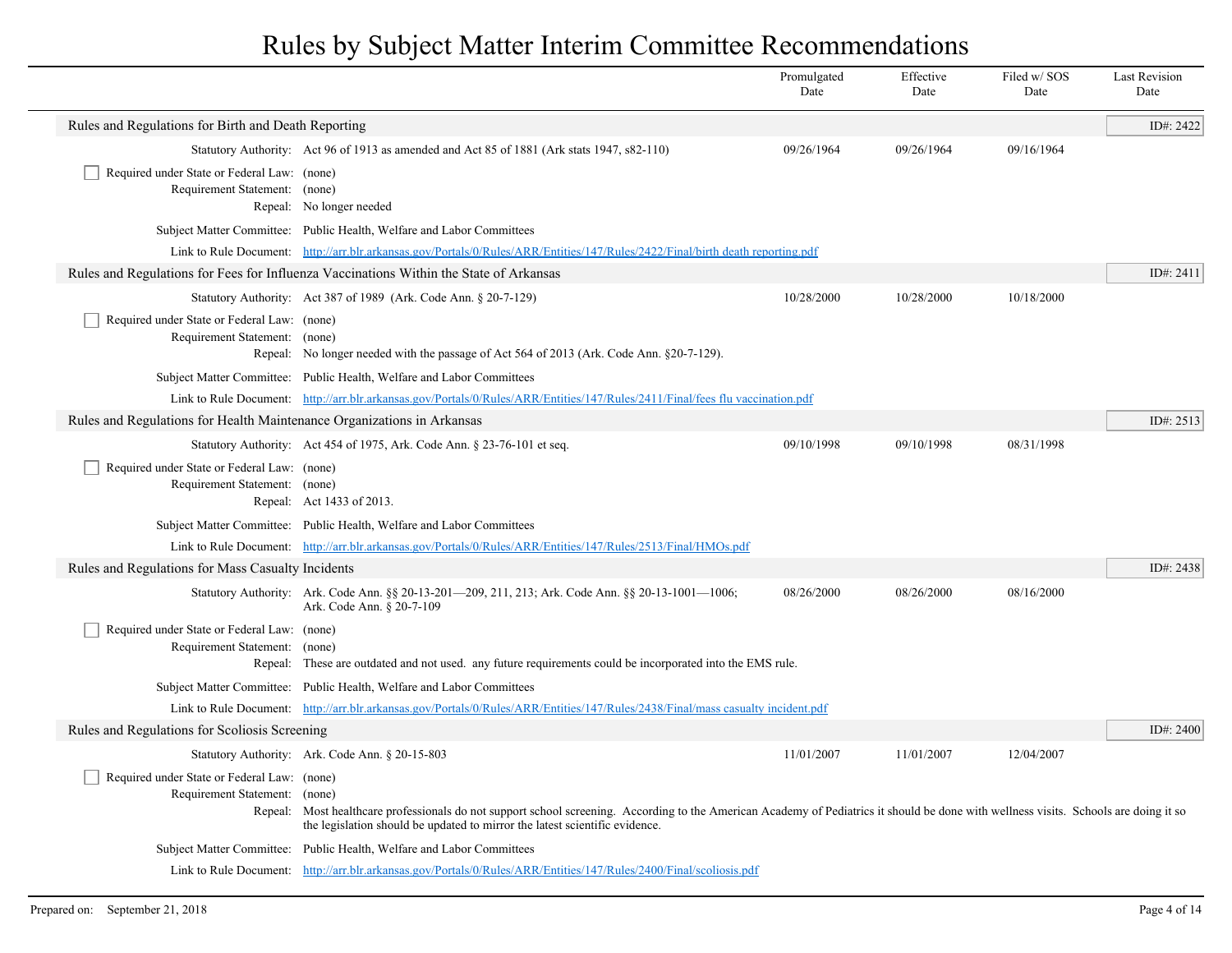# Rules by Subject Matter Interim Committee Recommendations

| | Promulgated Date | Effective Date | Filed w/ SOS Date | Last Revision Date |
|---|---|---|---|---|

## Rules and Regulations for Birth and Death Reporting

ID#: 2422

| | Promulgated Date | Effective Date | Filed w/ SOS Date | Last Revision Date |
|---|---|---|---|---|
| Statutory Authority: Act 96 of 1913 as amended and Act 85 of 1881 (Ark stats 1947, s82-110) | 09/26/1964 | 09/26/1964 | 09/16/1964 | |

☐ Required under State or Federal Law: (none)

Requirement Statement: (none)

Repeal: No longer needed

Subject Matter Committee: Public Health, Welfare and Labor Committees

Link to Rule Document: http://arr.blr.arkansas.gov/Portals/0/Rules/ARR/Entities/147/Rules/2422/Final/birth death reporting.pdf

## Rules and Regulations for Fees for Influenza Vaccinations Within the State of Arkansas

ID#: 2411

| | Promulgated Date | Effective Date | Filed w/ SOS Date | Last Revision Date |
|---|---|---|---|---|
| Statutory Authority: Act 387 of 1989 (Ark. Code Ann. § 20-7-129) | 10/28/2000 | 10/28/2000 | 10/18/2000 | |

☐ Required under State or Federal Law: (none)

Requirement Statement: (none)

Repeal: No longer needed with the passage of Act 564 of 2013 (Ark. Code Ann. §20-7-129).

Subject Matter Committee: Public Health, Welfare and Labor Committees

Link to Rule Document: http://arr.blr.arkansas.gov/Portals/0/Rules/ARR/Entities/147/Rules/2411/Final/fees flu vaccination.pdf

## Rules and Regulations for Health Maintenance Organizations in Arkansas

ID#: 2513

| | Promulgated Date | Effective Date | Filed w/ SOS Date | Last Revision Date |
|---|---|---|---|---|
| Statutory Authority: Act 454 of 1975, Ark. Code Ann. § 23-76-101 et seq. | 09/10/1998 | 09/10/1998 | 08/31/1998 | |

☐ Required under State or Federal Law: (none)

Requirement Statement: (none)

Repeal: Act 1433 of 2013.

Subject Matter Committee: Public Health, Welfare and Labor Committees

Link to Rule Document: http://arr.blr.arkansas.gov/Portals/0/Rules/ARR/Entities/147/Rules/2513/Final/HMOs.pdf

## Rules and Regulations for Mass Casualty Incidents

ID#: 2438

| | Promulgated Date | Effective Date | Filed w/ SOS Date | Last Revision Date |
|---|---|---|---|---|
| Statutory Authority: Ark. Code Ann. §§ 20-13-201—209, 211, 213; Ark. Code Ann. §§ 20-13-1001—1006; Ark. Code Ann. § 20-7-109 | 08/26/2000 | 08/26/2000 | 08/16/2000 | |

☐ Required under State or Federal Law: (none)

Requirement Statement: (none)

Repeal: These are outdated and not used. any future requirements could be incorporated into the EMS rule.

Subject Matter Committee: Public Health, Welfare and Labor Committees

Link to Rule Document: http://arr.blr.arkansas.gov/Portals/0/Rules/ARR/Entities/147/Rules/2438/Final/mass casualty incident.pdf

## Rules and Regulations for Scoliosis Screening

ID#: 2400

| | Promulgated Date | Effective Date | Filed w/ SOS Date | Last Revision Date |
|---|---|---|---|---|
| Statutory Authority: Ark. Code Ann. § 20-15-803 | 11/01/2007 | 11/01/2007 | 12/04/2007 | |

☐ Required under State or Federal Law: (none)

Requirement Statement: (none)

Repeal: Most healthcare professionals do not support school screening. According to the American Academy of Pediatrics it should be done with wellness visits. Schools are doing it so the legislation should be updated to mirror the latest scientific evidence.

Subject Matter Committee: Public Health, Welfare and Labor Committees

Link to Rule Document: http://arr.blr.arkansas.gov/Portals/0/Rules/ARR/Entities/147/Rules/2400/Final/scoliosis.pdf

Prepared on: September 21, 2018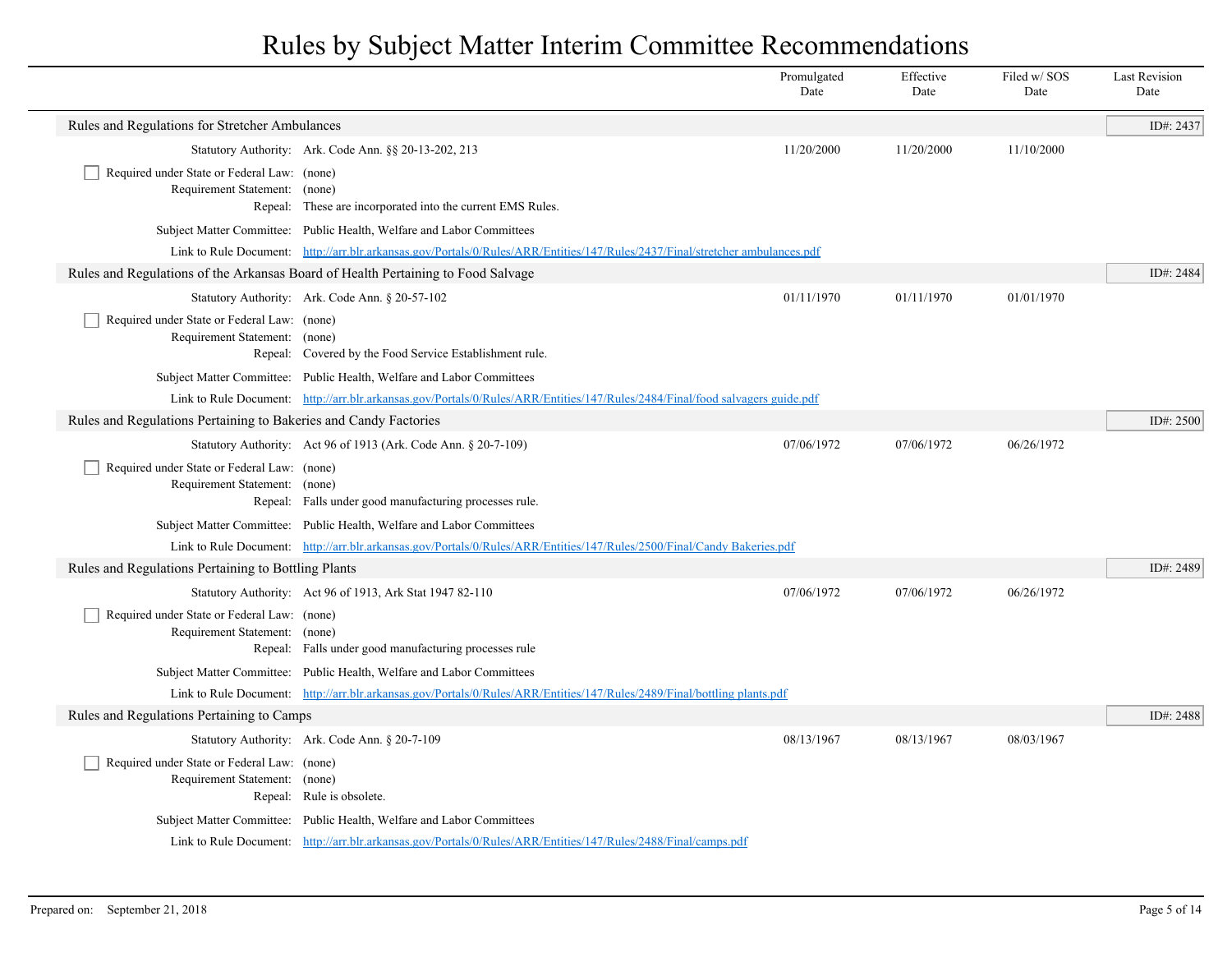# Rules by Subject Matter Interim Committee Recommendations

| | Promulgated Date | Effective Date | Filed w/ SOS Date | Last Revision Date |
|---|---|---|---|---|

## Rules and Regulations for Stretcher Ambulances

ID#: 2437

| | Promulgated Date | Effective Date | Filed w/ SOS Date | Last Revision Date |
|---|---|---|---|---|
| Statutory Authority: Ark. Code Ann. §§ 20-13-202, 213 | 11/20/2000 | 11/20/2000 | 11/10/2000 | |

- [ ] Required under State or Federal Law: (none)

Requirement Statement: (none)

Repeal: These are incorporated into the current EMS Rules.

Subject Matter Committee: Public Health, Welfare and Labor Committees

Link to Rule Document: http://arr.blr.arkansas.gov/Portals/0/Rules/ARR/Entities/147/Rules/2437/Final/stretcher ambulances.pdf

## Rules and Regulations of the Arkansas Board of Health Pertaining to Food Salvage

ID#: 2484

| | Promulgated Date | Effective Date | Filed w/ SOS Date | Last Revision Date |
|---|---|---|---|---|
| Statutory Authority: Ark. Code Ann. § 20-57-102 | 01/11/1970 | 01/11/1970 | 01/01/1970 | |

- [ ] Required under State or Federal Law: (none)

Requirement Statement: (none)

Repeal: Covered by the Food Service Establishment rule.

Subject Matter Committee: Public Health, Welfare and Labor Committees

Link to Rule Document: http://arr.blr.arkansas.gov/Portals/0/Rules/ARR/Entities/147/Rules/2484/Final/food salvagers guide.pdf

## Rules and Regulations Pertaining to Bakeries and Candy Factories

ID#: 2500

| | Promulgated Date | Effective Date | Filed w/ SOS Date | Last Revision Date |
|---|---|---|---|---|
| Statutory Authority: Act 96 of 1913 (Ark. Code Ann. § 20-7-109) | 07/06/1972 | 07/06/1972 | 06/26/1972 | |

- [ ] Required under State or Federal Law: (none)

Requirement Statement: (none)

Repeal: Falls under good manufacturing processes rule.

Subject Matter Committee: Public Health, Welfare and Labor Committees

Link to Rule Document: http://arr.blr.arkansas.gov/Portals/0/Rules/ARR/Entities/147/Rules/2500/Final/Candy Bakeries.pdf

## Rules and Regulations Pertaining to Bottling Plants

ID#: 2489

| | Promulgated Date | Effective Date | Filed w/ SOS Date | Last Revision Date |
|---|---|---|---|---|
| Statutory Authority: Act 96 of 1913, Ark Stat 1947 82-110 | 07/06/1972 | 07/06/1972 | 06/26/1972 | |

- [ ] Required under State or Federal Law: (none)

Requirement Statement: (none)

Repeal: Falls under good manufacturing processes rule

Subject Matter Committee: Public Health, Welfare and Labor Committees

Link to Rule Document: http://arr.blr.arkansas.gov/Portals/0/Rules/ARR/Entities/147/Rules/2489/Final/bottling plants.pdf

## Rules and Regulations Pertaining to Camps

ID#: 2488

| | Promulgated Date | Effective Date | Filed w/ SOS Date | Last Revision Date |
|---|---|---|---|---|
| Statutory Authority: Ark. Code Ann. § 20-7-109 | 08/13/1967 | 08/13/1967 | 08/03/1967 | |

- [ ] Required under State or Federal Law: (none)

Requirement Statement: (none)

Repeal: Rule is obsolete.

Subject Matter Committee: Public Health, Welfare and Labor Committees

Link to Rule Document: http://arr.blr.arkansas.gov/Portals/0/Rules/ARR/Entities/147/Rules/2488/Final/camps.pdf

Prepared on: September 21, 2018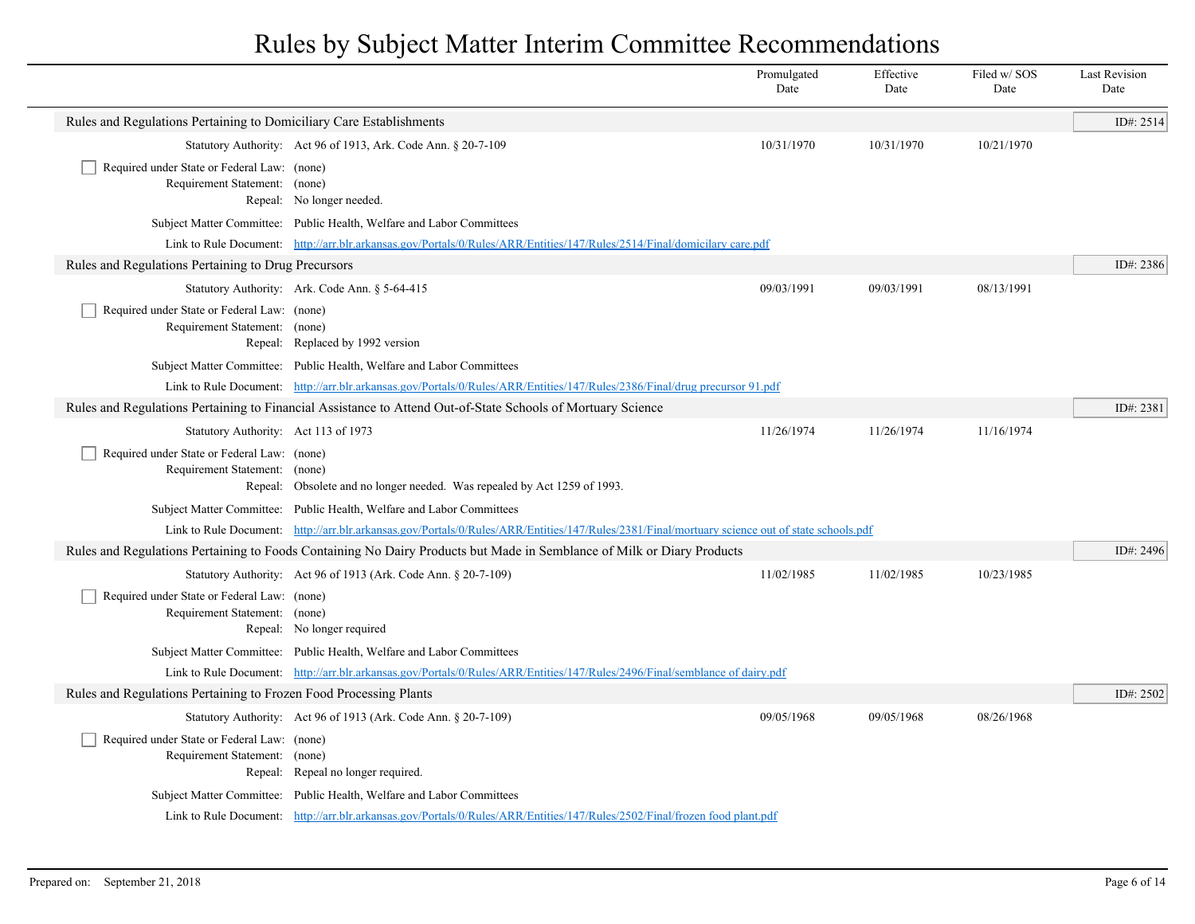# Rules by Subject Matter Interim Committee Recommendations

| | Promulgated Date | Effective Date | Filed w/ SOS Date | Last Revision Date |
|---|---|---|---|---|

## Rules and Regulations Pertaining to Domiciliary Care Establishments

ID#: 2514

| | Promulgated Date | Effective Date | Filed w/ SOS Date | Last Revision Date |
|---|---|---|---|---|
| Statutory Authority: Act 96 of 1913, Ark. Code Ann. § 20-7-109 | 10/31/1970 | 10/31/1970 | 10/21/1970 | |

- [ ] Required under State or Federal Law: (none)

Requirement Statement: (none)

Repeal: No longer needed.

Subject Matter Committee: Public Health, Welfare and Labor Committees

Link to Rule Document: http://arr.blr.arkansas.gov/Portals/0/Rules/ARR/Entities/147/Rules/2514/Final/domicilary care.pdf

## Rules and Regulations Pertaining to Drug Precursors

ID#: 2386

| | Promulgated Date | Effective Date | Filed w/ SOS Date | Last Revision Date |
|---|---|---|---|---|
| Statutory Authority: Ark. Code Ann. § 5-64-415 | 09/03/1991 | 09/03/1991 | 08/13/1991 | |

- [ ] Required under State or Federal Law: (none)

Requirement Statement: (none)

Repeal: Replaced by 1992 version

Subject Matter Committee: Public Health, Welfare and Labor Committees

Link to Rule Document: http://arr.blr.arkansas.gov/Portals/0/Rules/ARR/Entities/147/Rules/2386/Final/drug precursor 91.pdf

## Rules and Regulations Pertaining to Financial Assistance to Attend Out-of-State Schools of Mortuary Science

ID#: 2381

| | Promulgated Date | Effective Date | Filed w/ SOS Date | Last Revision Date |
|---|---|---|---|---|
| Statutory Authority: Act 113 of 1973 | 11/26/1974 | 11/26/1974 | 11/16/1974 | |

- [ ] Required under State or Federal Law: (none)

Requirement Statement: (none)

Repeal: Obsolete and no longer needed. Was repealed by Act 1259 of 1993.

Subject Matter Committee: Public Health, Welfare and Labor Committees

Link to Rule Document: http://arr.blr.arkansas.gov/Portals/0/Rules/ARR/Entities/147/Rules/2381/Final/mortuary science out of state schools.pdf

## Rules and Regulations Pertaining to Foods Containing No Dairy Products but Made in Semblance of Milk or Diary Products

ID#: 2496

| | Promulgated Date | Effective Date | Filed w/ SOS Date | Last Revision Date |
|---|---|---|---|---|
| Statutory Authority: Act 96 of 1913 (Ark. Code Ann. § 20-7-109) | 11/02/1985 | 11/02/1985 | 10/23/1985 | |

- [ ] Required under State or Federal Law: (none)

Requirement Statement: (none)

Repeal: No longer required

Subject Matter Committee: Public Health, Welfare and Labor Committees

Link to Rule Document: http://arr.blr.arkansas.gov/Portals/0/Rules/ARR/Entities/147/Rules/2496/Final/semblance of dairy.pdf

## Rules and Regulations Pertaining to Frozen Food Processing Plants

ID#: 2502

| | Promulgated Date | Effective Date | Filed w/ SOS Date | Last Revision Date |
|---|---|---|---|---|
| Statutory Authority: Act 96 of 1913 (Ark. Code Ann. § 20-7-109) | 09/05/1968 | 09/05/1968 | 08/26/1968 | |

- [ ] Required under State or Federal Law: (none)

Requirement Statement: (none)

Repeal: Repeal no longer required.

Subject Matter Committee: Public Health, Welfare and Labor Committees

Link to Rule Document: http://arr.blr.arkansas.gov/Portals/0/Rules/ARR/Entities/147/Rules/2502/Final/frozen food plant.pdf

Prepared on: September 21, 2018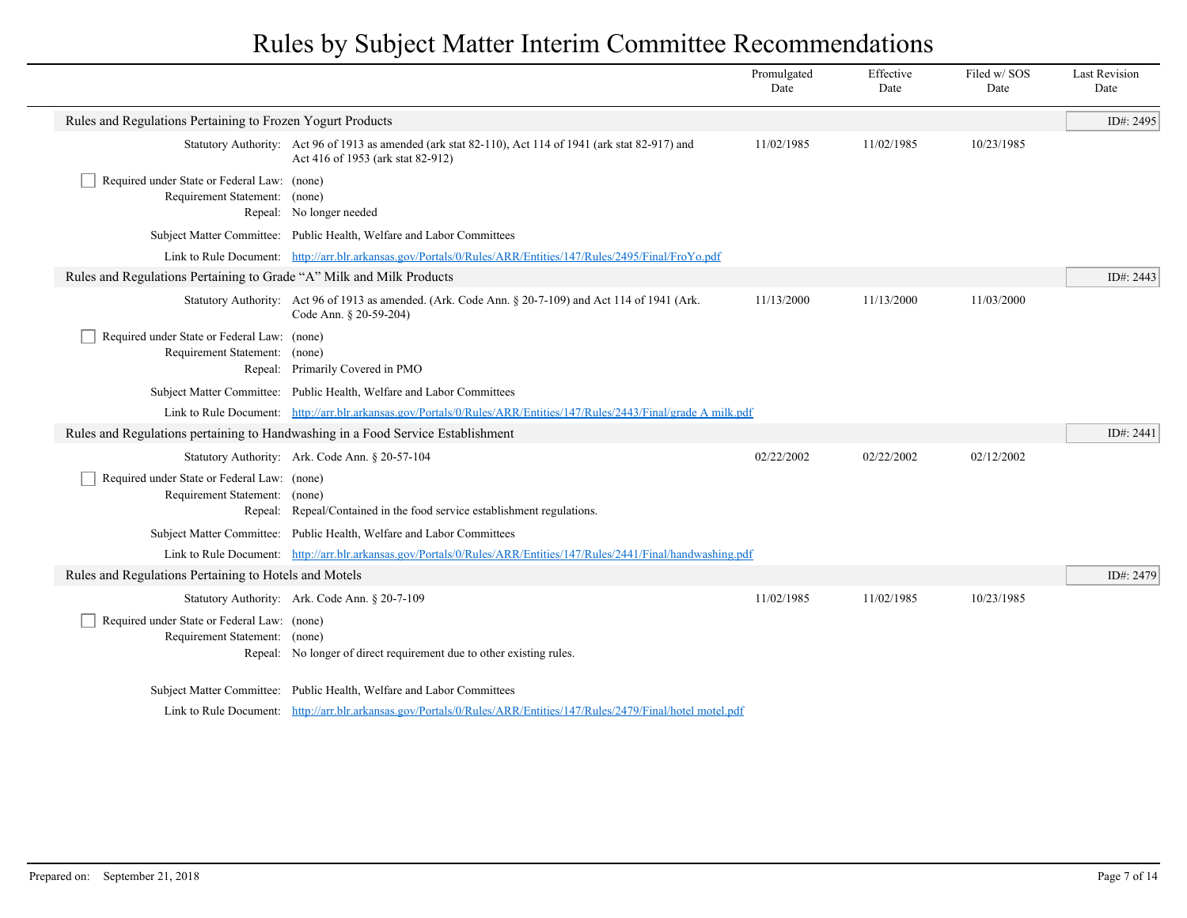# Rules by Subject Matter Interim Committee Recommendations

| | Promulgated Date | Effective Date | Filed w/ SOS Date | Last Revision Date |
|---|---|---|---|---|

## Rules and Regulations Pertaining to Frozen Yogurt Products

ID#: 2495

| | | Promulgated Date | Effective Date | Filed w/ SOS Date | Last Revision Date |
|---|---|---|---|---|---|
| Statutory Authority: | Act 96 of 1913 as amended (ark stat 82-110), Act 114 of 1941 (ark stat 82-917) and Act 416 of 1953 (ark stat 82-912) | 11/02/1985 | 11/02/1985 | 10/23/1985 | |

- [ ] Required under State or Federal Law: (none)

Requirement Statement: (none)

Repeal: No longer needed

Subject Matter Committee: Public Health, Welfare and Labor Committees

Link to Rule Document: [http://arr.blr.arkansas.gov/Portals/0/Rules/ARR/Entities/147/Rules/2495/Final/FroYo.pdf](http://arr.blr.arkansas.gov/Portals/0/Rules/ARR/Entities/147/Rules/2495/Final/FroYo.pdf)

## Rules and Regulations Pertaining to Grade “A” Milk and Milk Products

ID#: 2443

| | | Promulgated Date | Effective Date | Filed w/ SOS Date | Last Revision Date |
|---|---|---|---|---|---|
| Statutory Authority: | Act 96 of 1913 as amended. (Ark. Code Ann. § 20-7-109) and Act 114 of 1941 (Ark. Code Ann. § 20-59-204) | 11/13/2000 | 11/13/2000 | 11/03/2000 | |

- [ ] Required under State or Federal Law: (none)

Requirement Statement: (none)

Repeal: Primarily Covered in PMO

Subject Matter Committee: Public Health, Welfare and Labor Committees

Link to Rule Document: [http://arr.blr.arkansas.gov/Portals/0/Rules/ARR/Entities/147/Rules/2443/Final/grade A milk.pdf](http://arr.blr.arkansas.gov/Portals/0/Rules/ARR/Entities/147/Rules/2443/Final/grade A milk.pdf)

## Rules and Regulations pertaining to Handwashing in a Food Service Establishment

ID#: 2441

| | | Promulgated Date | Effective Date | Filed w/ SOS Date | Last Revision Date |
|---|---|---|---|---|---|
| Statutory Authority: | Ark. Code Ann. § 20-57-104 | 02/22/2002 | 02/22/2002 | 02/12/2002 | |

- [ ] Required under State or Federal Law: (none)

Requirement Statement: (none)

Repeal: Repeal/Contained in the food service establishment regulations.

Subject Matter Committee: Public Health, Welfare and Labor Committees

Link to Rule Document: [http://arr.blr.arkansas.gov/Portals/0/Rules/ARR/Entities/147/Rules/2441/Final/handwashing.pdf](http://arr.blr.arkansas.gov/Portals/0/Rules/ARR/Entities/147/Rules/2441/Final/handwashing.pdf)

## Rules and Regulations Pertaining to Hotels and Motels

ID#: 2479

| | | Promulgated Date | Effective Date | Filed w/ SOS Date | Last Revision Date |
|---|---|---|---|---|---|
| Statutory Authority: | Ark. Code Ann. § 20-7-109 | 11/02/1985 | 11/02/1985 | 10/23/1985 | |

- [ ] Required under State or Federal Law: (none)

Requirement Statement: (none)

Repeal: No longer of direct requirement due to other existing rules.

Subject Matter Committee: Public Health, Welfare and Labor Committees

Link to Rule Document: [http://arr.blr.arkansas.gov/Portals/0/Rules/ARR/Entities/147/Rules/2479/Final/hotel motel.pdf](http://arr.blr.arkansas.gov/Portals/0/Rules/ARR/Entities/147/Rules/2479/Final/hotel motel.pdf)

Prepared on: September 21, 2018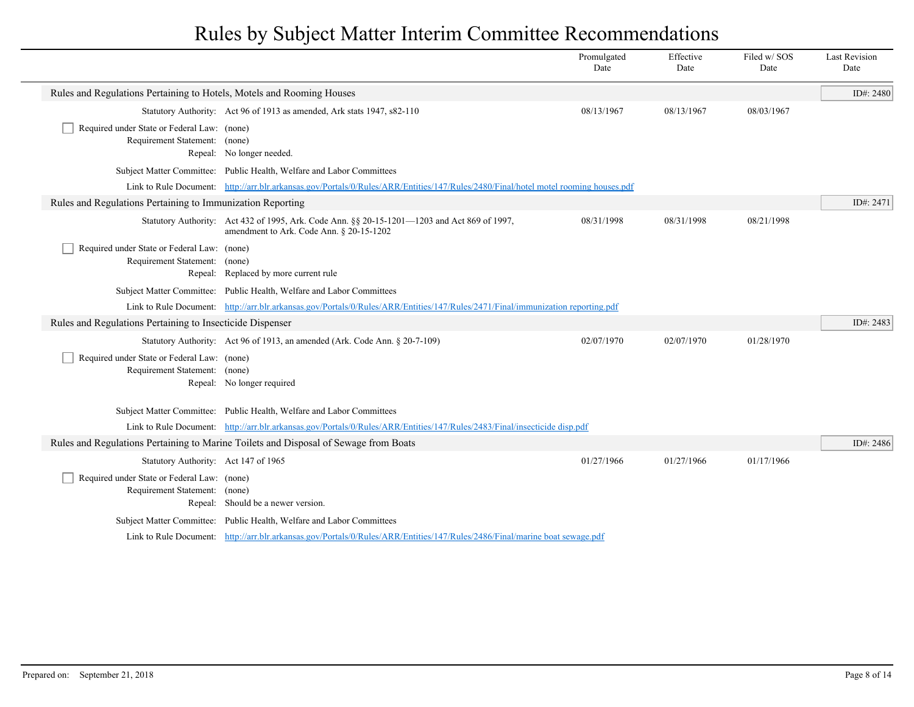# Rules by Subject Matter Interim Committee Recommendations

| | Promulgated Date | Effective Date | Filed w/ SOS Date | Last Revision Date |
|---|---|---|---|---|

## Rules and Regulations Pertaining to Hotels, Motels and Rooming Houses

ID#: 2480

| | | Promulgated Date | Effective Date | Filed w/ SOS Date | Last Revision Date |
|---|---|---|---|---|---|
| Statutory Authority: | Act 96 of 1913 as amended, Ark stats 1947, s82-110 | 08/13/1967 | 08/13/1967 | 08/03/1967 | |

- [ ] Required under State or Federal Law: (none)

Requirement Statement: (none)

Repeal: No longer needed.

Subject Matter Committee: Public Health, Welfare and Labor Committees

Link to Rule Document: http://arr.blr.arkansas.gov/Portals/0/Rules/ARR/Entities/147/Rules/2480/Final/hotel motel rooming houses.pdf

## Rules and Regulations Pertaining to Immunization Reporting

ID#: 2471

| | | Promulgated Date | Effective Date | Filed w/ SOS Date | Last Revision Date |
|---|---|---|---|---|---|
| Statutory Authority: | Act 432 of 1995, Ark. Code Ann. §§ 20-15-1201—1203 and Act 869 of 1997, amendment to Ark. Code Ann. § 20-15-1202 | 08/31/1998 | 08/31/1998 | 08/21/1998 | |

- [ ] Required under State or Federal Law: (none)

Requirement Statement: (none)

Repeal: Replaced by more current rule

Subject Matter Committee: Public Health, Welfare and Labor Committees

Link to Rule Document: http://arr.blr.arkansas.gov/Portals/0/Rules/ARR/Entities/147/Rules/2471/Final/immunization reporting.pdf

## Rules and Regulations Pertaining to Insecticide Dispenser

ID#: 2483

| | | Promulgated Date | Effective Date | Filed w/ SOS Date | Last Revision Date |
|---|---|---|---|---|---|
| Statutory Authority: | Act 96 of 1913, an amended (Ark. Code Ann. § 20-7-109) | 02/07/1970 | 02/07/1970 | 01/28/1970 | |

- [ ] Required under State or Federal Law: (none)

Requirement Statement: (none)

Repeal: No longer required

Subject Matter Committee: Public Health, Welfare and Labor Committees

Link to Rule Document: http://arr.blr.arkansas.gov/Portals/0/Rules/ARR/Entities/147/Rules/2483/Final/insecticide disp.pdf

## Rules and Regulations Pertaining to Marine Toilets and Disposal of Sewage from Boats

ID#: 2486

| | | Promulgated Date | Effective Date | Filed w/ SOS Date | Last Revision Date |
|---|---|---|---|---|---|
| Statutory Authority: | Act 147 of 1965 | 01/27/1966 | 01/27/1966 | 01/17/1966 | |

- [ ] Required under State or Federal Law: (none)

Requirement Statement: (none)

Repeal: Should be a newer version.

Subject Matter Committee: Public Health, Welfare and Labor Committees

Link to Rule Document: http://arr.blr.arkansas.gov/Portals/0/Rules/ARR/Entities/147/Rules/2486/Final/marine boat sewage.pdf

Prepared on: September 21, 2018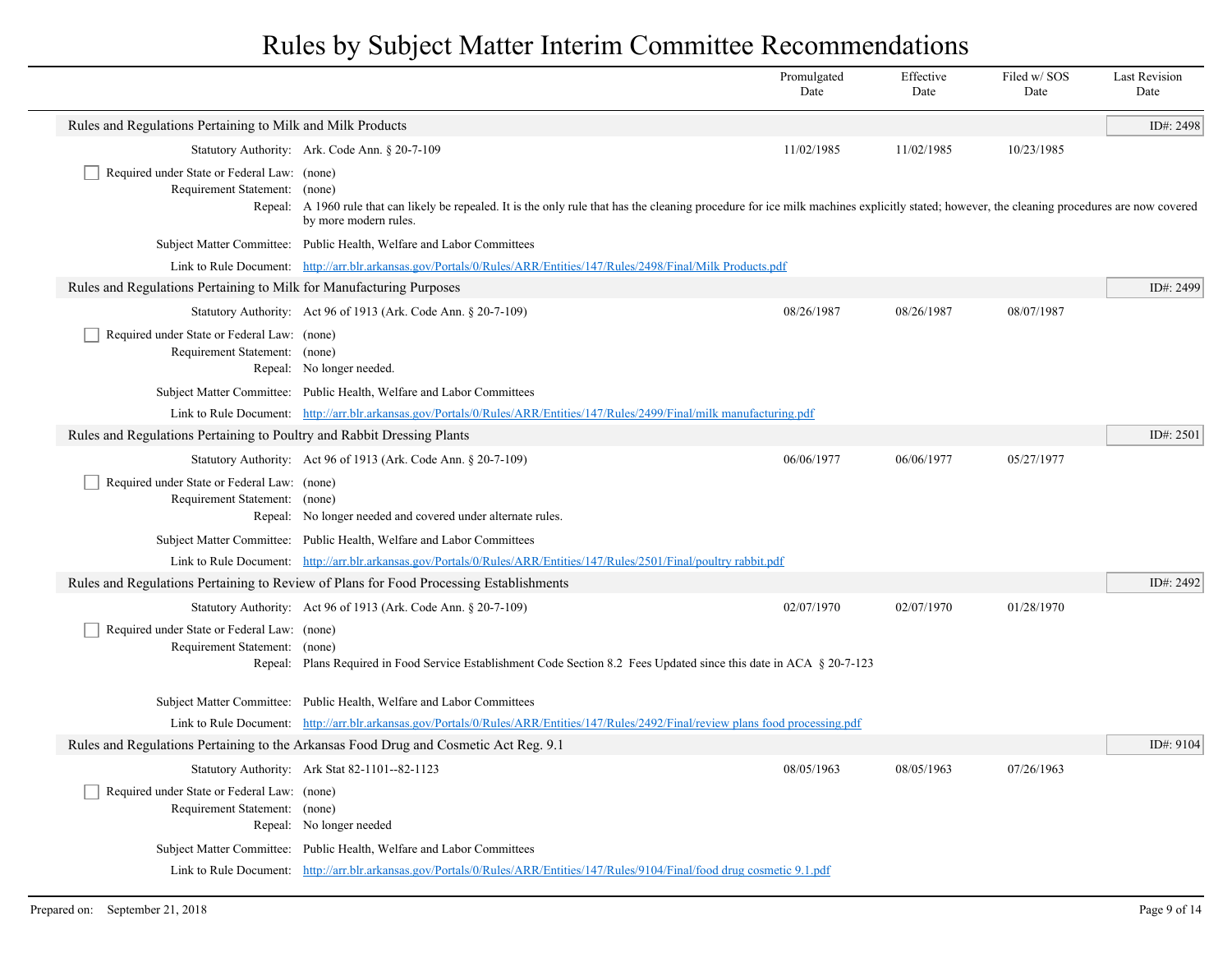# Rules by Subject Matter Interim Committee Recommendations

| | Promulgated Date | Effective Date | Filed w/ SOS Date | Last Revision Date |
|---|---|---|---|---|

## Rules and Regulations Pertaining to Milk and Milk Products

**ID#: 2498**

| | Promulgated Date | Effective Date | Filed w/ SOS Date | Last Revision Date |
|---|---|---|---|---|
| Statutory Authority: Ark. Code Ann. § 20-7-109 | 11/02/1985 | 11/02/1985 | 10/23/1985 | |

☐ Required under State or Federal Law: (none)

Requirement Statement: (none)

Repeal: A 1960 rule that can likely be repealed. It is the only rule that has the cleaning procedure for ice milk machines explicitly stated; however, the cleaning procedures are now covered by more modern rules.

Subject Matter Committee: Public Health, Welfare and Labor Committees

Link to Rule Document: http://arr.blr.arkansas.gov/Portals/0/Rules/ARR/Entities/147/Rules/2498/Final/Milk Products.pdf

## Rules and Regulations Pertaining to Milk for Manufacturing Purposes

**ID#: 2499**

| | Promulgated Date | Effective Date | Filed w/ SOS Date | Last Revision Date |
|---|---|---|---|---|
| Statutory Authority: Act 96 of 1913 (Ark. Code Ann. § 20-7-109) | 08/26/1987 | 08/26/1987 | 08/07/1987 | |

☐ Required under State or Federal Law: (none)

Requirement Statement: (none)

Repeal: No longer needed.

Subject Matter Committee: Public Health, Welfare and Labor Committees

Link to Rule Document: http://arr.blr.arkansas.gov/Portals/0/Rules/ARR/Entities/147/Rules/2499/Final/milk manufacturing.pdf

## Rules and Regulations Pertaining to Poultry and Rabbit Dressing Plants

**ID#: 2501**

| | Promulgated Date | Effective Date | Filed w/ SOS Date | Last Revision Date |
|---|---|---|---|---|
| Statutory Authority: Act 96 of 1913 (Ark. Code Ann. § 20-7-109) | 06/06/1977 | 06/06/1977 | 05/27/1977 | |

☐ Required under State or Federal Law: (none)

Requirement Statement: (none)

Repeal: No longer needed and covered under alternate rules.

Subject Matter Committee: Public Health, Welfare and Labor Committees

Link to Rule Document: http://arr.blr.arkansas.gov/Portals/0/Rules/ARR/Entities/147/Rules/2501/Final/poultry rabbit.pdf

## Rules and Regulations Pertaining to Review of Plans for Food Processing Establishments

**ID#: 2492**

| | Promulgated Date | Effective Date | Filed w/ SOS Date | Last Revision Date |
|---|---|---|---|---|
| Statutory Authority: Act 96 of 1913 (Ark. Code Ann. § 20-7-109) | 02/07/1970 | 02/07/1970 | 01/28/1970 | |

☐ Required under State or Federal Law: (none)

Requirement Statement: (none)

Repeal: Plans Required in Food Service Establishment Code Section 8.2 Fees Updated since this date in ACA § 20-7-123

Subject Matter Committee: Public Health, Welfare and Labor Committees

Link to Rule Document: http://arr.blr.arkansas.gov/Portals/0/Rules/ARR/Entities/147/Rules/2492/Final/review plans food processing.pdf

## Rules and Regulations Pertaining to the Arkansas Food Drug and Cosmetic Act Reg. 9.1

**ID#: 9104**

| | Promulgated Date | Effective Date | Filed w/ SOS Date | Last Revision Date |
|---|---|---|---|---|
| Statutory Authority: Ark Stat 82-1101--82-1123 | 08/05/1963 | 08/05/1963 | 07/26/1963 | |

☐ Required under State or Federal Law: (none)

Requirement Statement: (none)

Repeal: No longer needed

Subject Matter Committee: Public Health, Welfare and Labor Committees

Link to Rule Document: http://arr.blr.arkansas.gov/Portals/0/Rules/ARR/Entities/147/Rules/9104/Final/food drug cosmetic 9.1.pdf

Prepared on: September 21, 2018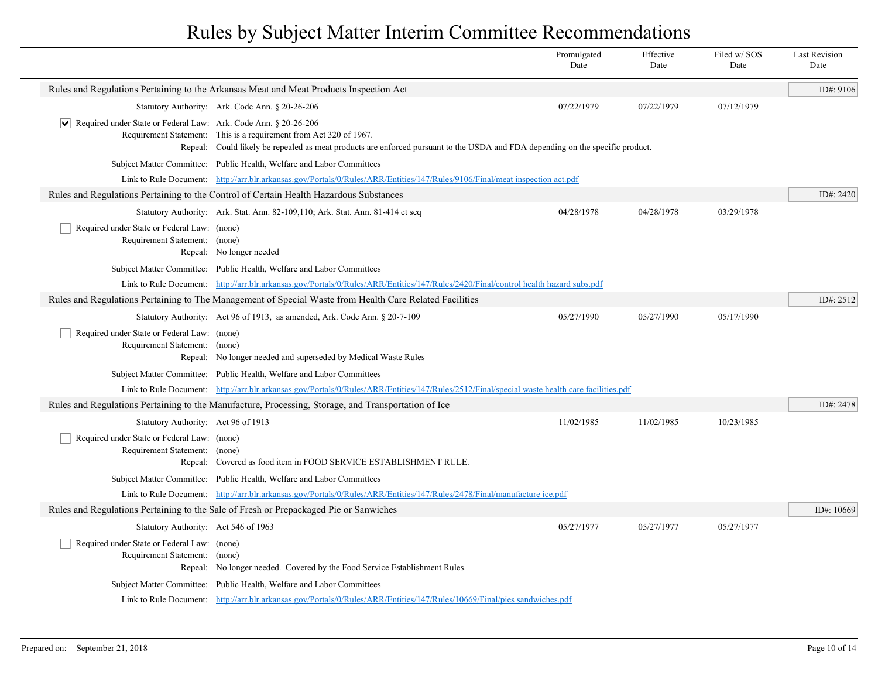# Rules by Subject Matter Interim Committee Recommendations

| | Promulgated Date | Effective Date | Filed w/ SOS Date | Last Revision Date |
|---|---|---|---|---|

## Rules and Regulations Pertaining to the Arkansas Meat and Meat Products Inspection Act

**ID#: 9106**

| | | Promulgated Date | Effective Date | Filed w/ SOS Date | Last Revision Date |
|---|---|---|---|---|---|
| Statutory Authority: | Ark. Code Ann. § 20-26-206 | 07/22/1979 | 07/22/1979 | 07/12/1979 | |

- [x] Required under State or Federal Law: Ark. Code Ann. § 20-26-206

Requirement Statement: This is a requirement from Act 320 of 1967.

Repeal: Could likely be repealed as meat products are enforced pursuant to the USDA and FDA depending on the specific product.

Subject Matter Committee: Public Health, Welfare and Labor Committees

Link to Rule Document: http://arr.blr.arkansas.gov/Portals/0/Rules/ARR/Entities/147/Rules/9106/Final/meat inspection act.pdf

## Rules and Regulations Pertaining to the Control of Certain Health Hazardous Substances

**ID#: 2420**

| | | Promulgated Date | Effective Date | Filed w/ SOS Date | Last Revision Date |
|---|---|---|---|---|---|
| Statutory Authority: | Ark. Stat. Ann. 82-109,110; Ark. Stat. Ann. 81-414 et seq | 04/28/1978 | 04/28/1978 | 03/29/1978 | |

- [ ] Required under State or Federal Law: (none)

Requirement Statement: (none)

Repeal: No longer needed

Subject Matter Committee: Public Health, Welfare and Labor Committees

Link to Rule Document: http://arr.blr.arkansas.gov/Portals/0/Rules/ARR/Entities/147/Rules/2420/Final/control health hazard subs.pdf

## Rules and Regulations Pertaining to The Management of Special Waste from Health Care Related Facilities

**ID#: 2512**

| | | Promulgated Date | Effective Date | Filed w/ SOS Date | Last Revision Date |
|---|---|---|---|---|---|
| Statutory Authority: | Act 96 of 1913, as amended, Ark. Code Ann. § 20-7-109 | 05/27/1990 | 05/27/1990 | 05/17/1990 | |

- [ ] Required under State or Federal Law: (none)

Requirement Statement: (none)

Repeal: No longer needed and superseded by Medical Waste Rules

Subject Matter Committee: Public Health, Welfare and Labor Committees

Link to Rule Document: http://arr.blr.arkansas.gov/Portals/0/Rules/ARR/Entities/147/Rules/2512/Final/special waste health care facilities.pdf

## Rules and Regulations Pertaining to the Manufacture, Processing, Storage, and Transportation of Ice

**ID#: 2478**

| | | Promulgated Date | Effective Date | Filed w/ SOS Date | Last Revision Date |
|---|---|---|---|---|---|
| Statutory Authority: | Act 96 of 1913 | 11/02/1985 | 11/02/1985 | 10/23/1985 | |

- [ ] Required under State or Federal Law: (none)

Requirement Statement: (none)

Repeal: Covered as food item in FOOD SERVICE ESTABLISHMENT RULE.

Subject Matter Committee: Public Health, Welfare and Labor Committees

Link to Rule Document: http://arr.blr.arkansas.gov/Portals/0/Rules/ARR/Entities/147/Rules/2478/Final/manufacture ice.pdf

## Rules and Regulations Pertaining to the Sale of Fresh or Prepackaged Pie or Sanwiches

**ID#: 10669**

| | | Promulgated Date | Effective Date | Filed w/ SOS Date | Last Revision Date |
|---|---|---|---|---|---|
| Statutory Authority: | Act 546 of 1963 | 05/27/1977 | 05/27/1977 | 05/27/1977 | |

- [ ] Required under State or Federal Law: (none)

Requirement Statement: (none)

Repeal: No longer needed. Covered by the Food Service Establishment Rules.

Subject Matter Committee: Public Health, Welfare and Labor Committees

Link to Rule Document: http://arr.blr.arkansas.gov/Portals/0/Rules/ARR/Entities/147/Rules/10669/Final/pies sandwiches.pdf

Prepared on: September 21, 2018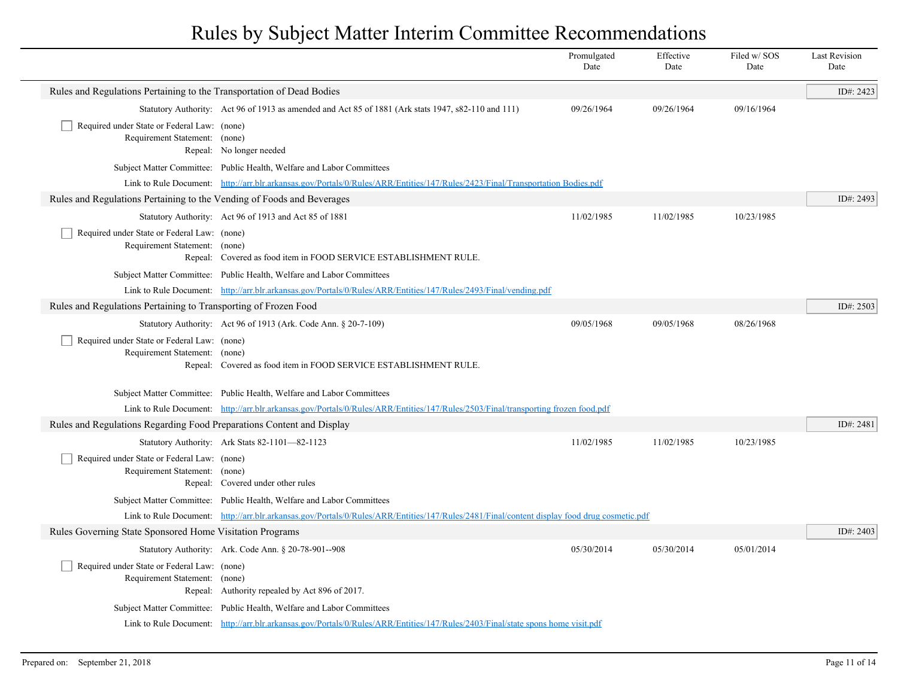# Rules by Subject Matter Interim Committee Recommendations

| | Promulgated Date | Effective Date | Filed w/ SOS Date | Last Revision Date |
|---|---|---|---|---|

## Rules and Regulations Pertaining to the Transportation of Dead Bodies

ID#: 2423

| | | Promulgated Date | Effective Date | Filed w/ SOS Date | Last Revision Date |
|---|---|---|---|---|---|
| Statutory Authority: | Act 96 of 1913 as amended and Act 85 of 1881 (Ark stats 1947, s82-110 and 111) | 09/26/1964 | 09/26/1964 | 09/16/1964 | |

☐ Required under State or Federal Law: (none)
Requirement Statement: (none)
Repeal: No longer needed

Subject Matter Committee: Public Health, Welfare and Labor Committees
Link to Rule Document: http://arr.blr.arkansas.gov/Portals/0/Rules/ARR/Entities/147/Rules/2423/Final/Transportation Bodies.pdf

## Rules and Regulations Pertaining to the Vending of Foods and Beverages

ID#: 2493

| | | Promulgated Date | Effective Date | Filed w/ SOS Date | Last Revision Date |
|---|---|---|---|---|---|
| Statutory Authority: | Act 96 of 1913 and Act 85 of 1881 | 11/02/1985 | 11/02/1985 | 10/23/1985 | |

☐ Required under State or Federal Law: (none)
Requirement Statement: (none)
Repeal: Covered as food item in FOOD SERVICE ESTABLISHMENT RULE.

Subject Matter Committee: Public Health, Welfare and Labor Committees
Link to Rule Document: http://arr.blr.arkansas.gov/Portals/0/Rules/ARR/Entities/147/Rules/2493/Final/vending.pdf

## Rules and Regulations Pertaining to Transporting of Frozen Food

ID#: 2503

| | | Promulgated Date | Effective Date | Filed w/ SOS Date | Last Revision Date |
|---|---|---|---|---|---|
| Statutory Authority: | Act 96 of 1913 (Ark. Code Ann. § 20-7-109) | 09/05/1968 | 09/05/1968 | 08/26/1968 | |

☐ Required under State or Federal Law: (none)
Requirement Statement: (none)
Repeal: Covered as food item in FOOD SERVICE ESTABLISHMENT RULE.

Subject Matter Committee: Public Health, Welfare and Labor Committees
Link to Rule Document: http://arr.blr.arkansas.gov/Portals/0/Rules/ARR/Entities/147/Rules/2503/Final/transporting frozen food.pdf

## Rules and Regulations Regarding Food Preparations Content and Display

ID#: 2481

| | | Promulgated Date | Effective Date | Filed w/ SOS Date | Last Revision Date |
|---|---|---|---|---|---|
| Statutory Authority: | Ark Stats 82-1101—82-1123 | 11/02/1985 | 11/02/1985 | 10/23/1985 | |

☐ Required under State or Federal Law: (none)
Requirement Statement: (none)
Repeal: Covered under other rules

Subject Matter Committee: Public Health, Welfare and Labor Committees
Link to Rule Document: http://arr.blr.arkansas.gov/Portals/0/Rules/ARR/Entities/147/Rules/2481/Final/content display food drug cosmetic.pdf

## Rules Governing State Sponsored Home Visitation Programs

ID#: 2403

| | | Promulgated Date | Effective Date | Filed w/ SOS Date | Last Revision Date |
|---|---|---|---|---|---|
| Statutory Authority: | Ark. Code Ann. § 20-78-901--908 | 05/30/2014 | 05/30/2014 | 05/01/2014 | |

☐ Required under State or Federal Law: (none)
Requirement Statement: (none)
Repeal: Authority repealed by Act 896 of 2017.

Subject Matter Committee: Public Health, Welfare and Labor Committees
Link to Rule Document: http://arr.blr.arkansas.gov/Portals/0/Rules/ARR/Entities/147/Rules/2403/Final/state spons home visit.pdf

Prepared on: September 21, 2018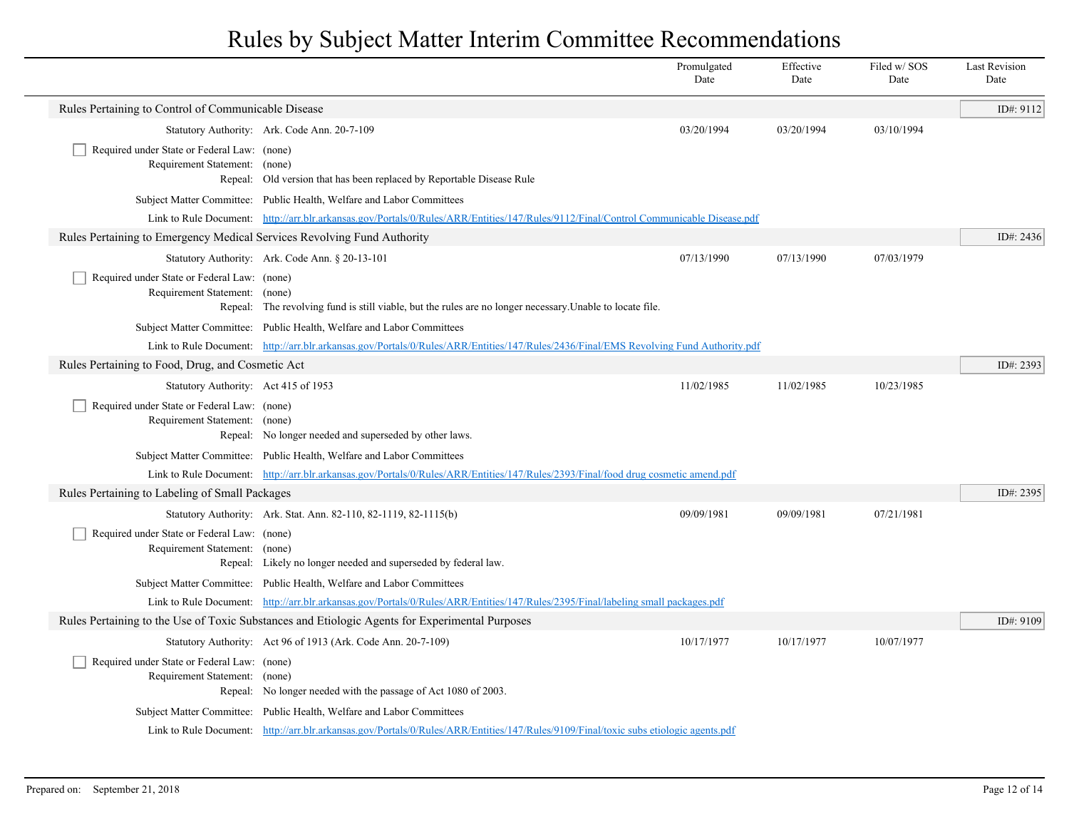# Rules by Subject Matter Interim Committee Recommendations

| | Promulgated Date | Effective Date | Filed w/ SOS Date | Last Revision Date |
|---|---|---|---|---|

## Rules Pertaining to Control of Communicable Disease

ID#: 9112

| | | Promulgated Date | Effective Date | Filed w/ SOS Date | Last Revision Date |
|---|---|---|---|---|---|
| Statutory Authority: | Ark. Code Ann. 20-7-109 | 03/20/1994 | 03/20/1994 | 03/10/1994 | |

☐ Required under State or Federal Law: (none)

Requirement Statement: (none)

Repeal: Old version that has been replaced by Reportable Disease Rule

Subject Matter Committee: Public Health, Welfare and Labor Committees

Link to Rule Document: http://arr.blr.arkansas.gov/Portals/0/Rules/ARR/Entities/147/Rules/9112/Final/Control Communicable Disease.pdf

## Rules Pertaining to Emergency Medical Services Revolving Fund Authority

ID#: 2436

| | | Promulgated Date | Effective Date | Filed w/ SOS Date | Last Revision Date |
|---|---|---|---|---|---|
| Statutory Authority: | Ark. Code Ann. § 20-13-101 | 07/13/1990 | 07/13/1990 | 07/03/1979 | |

☐ Required under State or Federal Law: (none)

Requirement Statement: (none)

Repeal: The revolving fund is still viable, but the rules are no longer necessary.Unable to locate file.

Subject Matter Committee: Public Health, Welfare and Labor Committees

Link to Rule Document: http://arr.blr.arkansas.gov/Portals/0/Rules/ARR/Entities/147/Rules/2436/Final/EMS Revolving Fund Authority.pdf

## Rules Pertaining to Food, Drug, and Cosmetic Act

ID#: 2393

| | | Promulgated Date | Effective Date | Filed w/ SOS Date | Last Revision Date |
|---|---|---|---|---|---|
| Statutory Authority: | Act 415 of 1953 | 11/02/1985 | 11/02/1985 | 10/23/1985 | |

☐ Required under State or Federal Law: (none)

Requirement Statement: (none)

Repeal: No longer needed and superseded by other laws.

Subject Matter Committee: Public Health, Welfare and Labor Committees

Link to Rule Document: http://arr.blr.arkansas.gov/Portals/0/Rules/ARR/Entities/147/Rules/2393/Final/food drug cosmetic amend.pdf

## Rules Pertaining to Labeling of Small Packages

ID#: 2395

| | | Promulgated Date | Effective Date | Filed w/ SOS Date | Last Revision Date |
|---|---|---|---|---|---|
| Statutory Authority: | Ark. Stat. Ann. 82-110, 82-1119, 82-1115(b) | 09/09/1981 | 09/09/1981 | 07/21/1981 | |

☐ Required under State or Federal Law: (none)

Requirement Statement: (none)

Repeal: Likely no longer needed and superseded by federal law.

Subject Matter Committee: Public Health, Welfare and Labor Committees

Link to Rule Document: http://arr.blr.arkansas.gov/Portals/0/Rules/ARR/Entities/147/Rules/2395/Final/labeling small packages.pdf

## Rules Pertaining to the Use of Toxic Substances and Etiologic Agents for Experimental Purposes

ID#: 9109

| | | Promulgated Date | Effective Date | Filed w/ SOS Date | Last Revision Date |
|---|---|---|---|---|---|
| Statutory Authority: | Act 96 of 1913 (Ark. Code Ann. 20-7-109) | 10/17/1977 | 10/17/1977 | 10/07/1977 | |

☐ Required under State or Federal Law: (none)

Requirement Statement: (none)

Repeal: No longer needed with the passage of Act 1080 of 2003.

Subject Matter Committee: Public Health, Welfare and Labor Committees

Link to Rule Document: http://arr.blr.arkansas.gov/Portals/0/Rules/ARR/Entities/147/Rules/9109/Final/toxic subs etiologic agents.pdf

Prepared on: September 21, 2018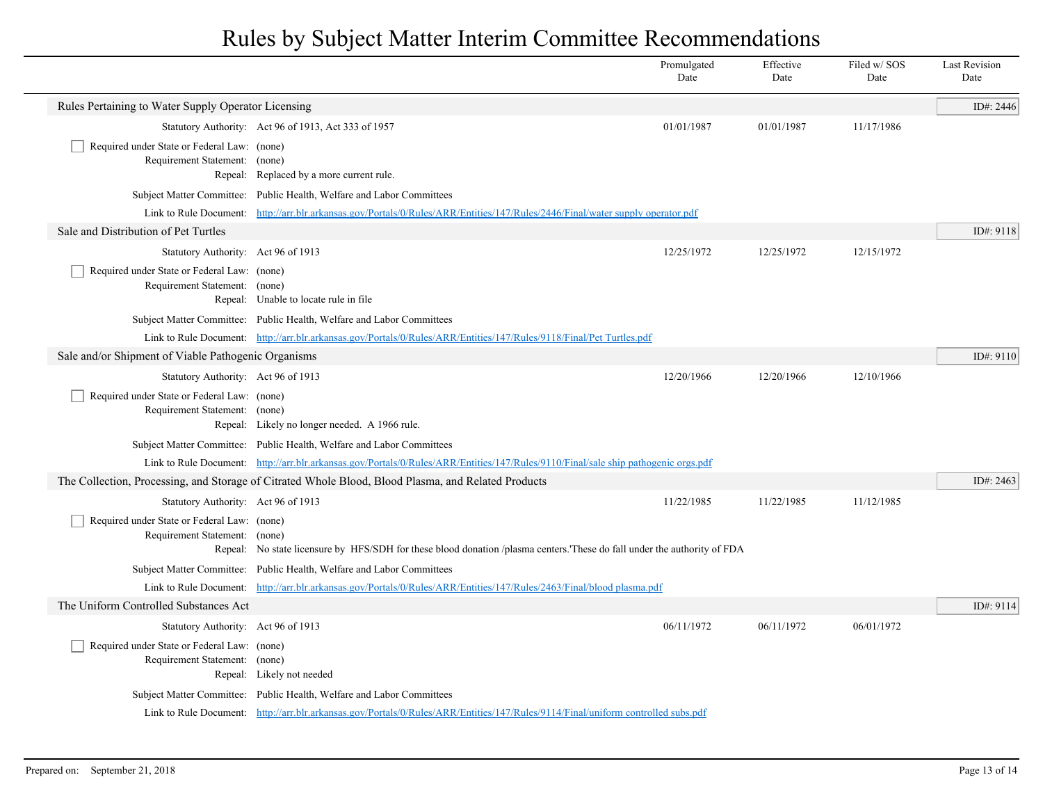# Rules by Subject Matter Interim Committee Recommendations

| | Promulgated Date | Effective Date | Filed w/ SOS Date | Last Revision Date |
|---|---|---|---|---|

## Rules Pertaining to Water Supply Operator Licensing

ID#: 2446

| | | Promulgated Date | Effective Date | Filed w/ SOS Date | Last Revision Date |
|---|---|---|---|---|---|
| Statutory Authority: | Act 96 of 1913, Act 333 of 1957 | 01/01/1987 | 01/01/1987 | 11/17/1986 | |

- [ ] Required under State or Federal Law: (none)

Requirement Statement: (none)

Repeal: Replaced by a more current rule.

Subject Matter Committee: Public Health, Welfare and Labor Committees

Link to Rule Document: http://arr.blr.arkansas.gov/Portals/0/Rules/ARR/Entities/147/Rules/2446/Final/water supply operator.pdf

## Sale and Distribution of Pet Turtles

ID#: 9118

| | | Promulgated Date | Effective Date | Filed w/ SOS Date | Last Revision Date |
|---|---|---|---|---|---|
| Statutory Authority: | Act 96 of 1913 | 12/25/1972 | 12/25/1972 | 12/15/1972 | |

- [ ] Required under State or Federal Law: (none)

Requirement Statement: (none)

Repeal: Unable to locate rule in file

Subject Matter Committee: Public Health, Welfare and Labor Committees

Link to Rule Document: http://arr.blr.arkansas.gov/Portals/0/Rules/ARR/Entities/147/Rules/9118/Final/Pet Turtles.pdf

## Sale and/or Shipment of Viable Pathogenic Organisms

ID#: 9110

| | | Promulgated Date | Effective Date | Filed w/ SOS Date | Last Revision Date |
|---|---|---|---|---|---|
| Statutory Authority: | Act 96 of 1913 | 12/20/1966 | 12/20/1966 | 12/10/1966 | |

- [ ] Required under State or Federal Law: (none)

Requirement Statement: (none)

Repeal: Likely no longer needed. A 1966 rule.

Subject Matter Committee: Public Health, Welfare and Labor Committees

Link to Rule Document: http://arr.blr.arkansas.gov/Portals/0/Rules/ARR/Entities/147/Rules/9110/Final/sale ship pathogenic orgs.pdf

## The Collection, Processing, and Storage of Citrated Whole Blood, Blood Plasma, and Related Products

ID#: 2463

| | | Promulgated Date | Effective Date | Filed w/ SOS Date | Last Revision Date |
|---|---|---|---|---|---|
| Statutory Authority: | Act 96 of 1913 | 11/22/1985 | 11/22/1985 | 11/12/1985 | |

- [ ] Required under State or Federal Law: (none)

Requirement Statement: (none)

Repeal: No state licensure by HFS/SDH for these blood donation /plasma centers.'These do fall under the authority of FDA

Subject Matter Committee: Public Health, Welfare and Labor Committees

Link to Rule Document: http://arr.blr.arkansas.gov/Portals/0/Rules/ARR/Entities/147/Rules/2463/Final/blood plasma.pdf

## The Uniform Controlled Substances Act

ID#: 9114

| | | Promulgated Date | Effective Date | Filed w/ SOS Date | Last Revision Date |
|---|---|---|---|---|---|
| Statutory Authority: | Act 96 of 1913 | 06/11/1972 | 06/11/1972 | 06/01/1972 | |

- [ ] Required under State or Federal Law: (none)

Requirement Statement: (none)

Repeal: Likely not needed

Subject Matter Committee: Public Health, Welfare and Labor Committees

Link to Rule Document: http://arr.blr.arkansas.gov/Portals/0/Rules/ARR/Entities/147/Rules/9114/Final/uniform controlled subs.pdf

Prepared on: September 21, 2018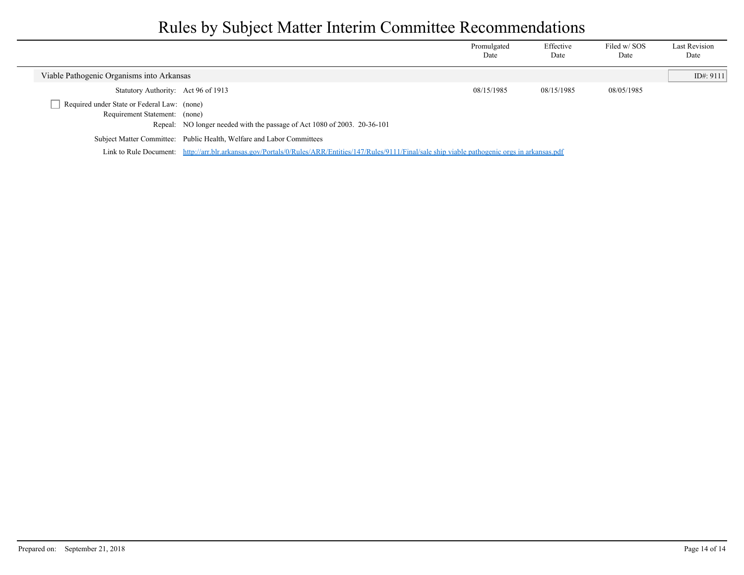# Rules by Subject Matter Interim Committee Recommendations

| | Promulgated Date | Effective Date | Filed w/ SOS Date | Last Revision Date |
|---|---|---|---|---|
| **Viable Pathogenic Organisms into Arkansas** | | | | ID#: 9111 |
| Statutory Authority: Act 96 of 1913 | 08/15/1985 | 08/15/1985 | 08/05/1985 | |

☐ Required under State or Federal Law: (none)

Requirement Statement: (none)

Repeal: NO longer needed with the passage of Act 1080 of 2003. 20-36-101

Subject Matter Committee: Public Health, Welfare and Labor Committees

Link to Rule Document: [http://arr.blr.arkansas.gov/Portals/0/Rules/ARR/Entities/147/Rules/9111/Final/sale ship viable pathogenic orgs in arkansas.pdf](http://arr.blr.arkansas.gov/Portals/0/Rules/ARR/Entities/147/Rules/9111/Final/sale ship viable pathogenic orgs in arkansas.pdf)

Prepared on: September 21, 2018